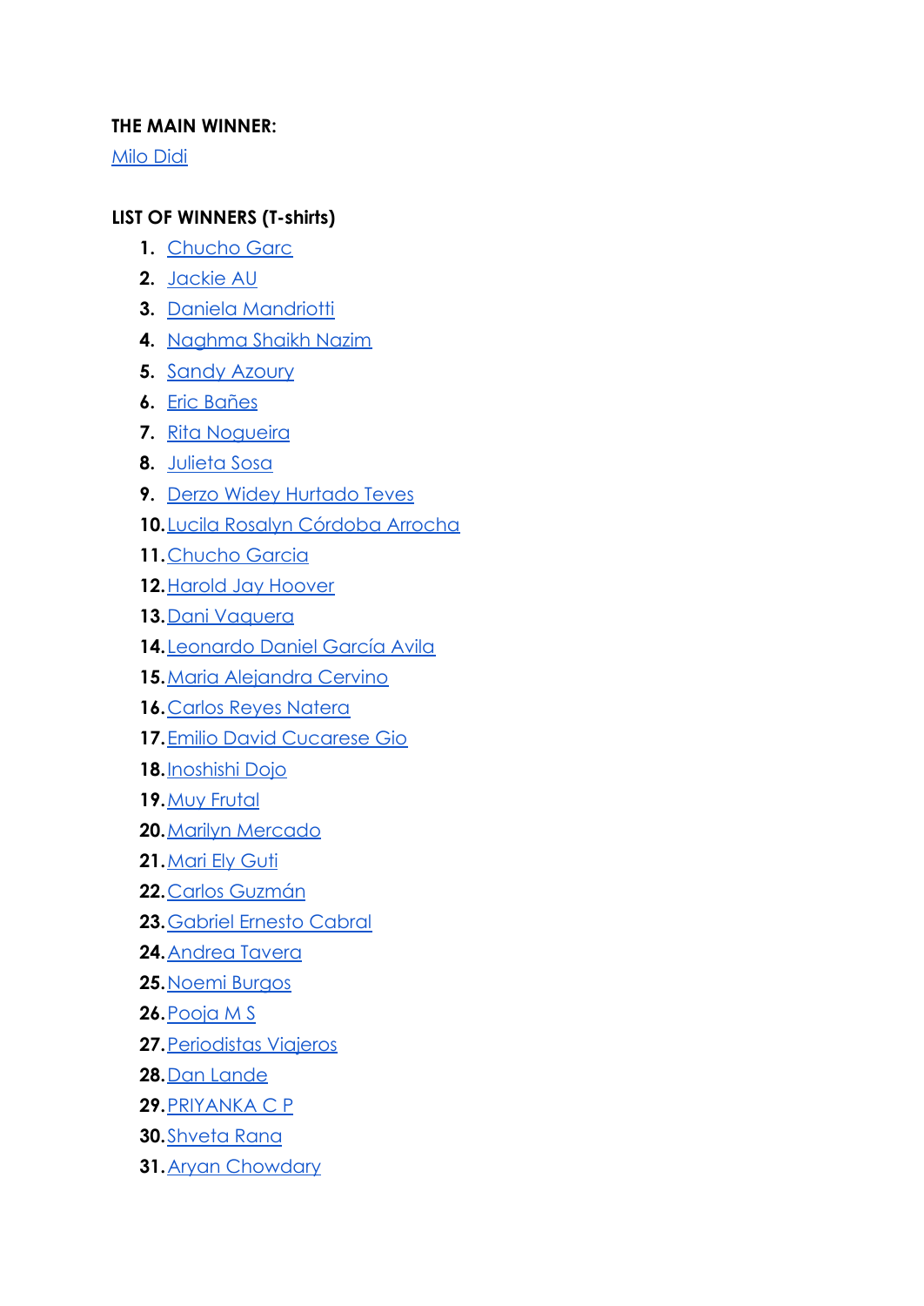**THE MAIN WINNER:**

Milo Didi

**LIST OF WINNERS (T-shirts)**

1. Chucho Garc
2. Jackie AU
3. Daniela Mandriotti
4. Naghma Shaikh Nazim
5. Sandy Azoury
6. Eric Bañes
7. Rita Nogueira
8. Julieta Sosa
9. Derzo Widey Hurtado Teves
10. Lucila Rosalyn Córdoba Arrocha
11. Chucho Garcia
12. Harold Jay Hoover
13. Dani Vaquera
14. Leonardo Daniel García Avila
15. Maria Alejandra Cervino
16. Carlos Reyes Natera
17. Emilio David Cucarese Gio
18. Inoshishi Dojo
19. Muy Frutal
20. Marilyn Mercado
21. Mari Ely Guti
22. Carlos Guzmán
23. Gabriel Ernesto Cabral
24. Andrea Tavera
25. Noemi Burgos
26. Pooja M S
27. Periodistas Viajeros
28. Dan Lande
29. PRIYANKA C P
30. Shveta Rana
31. Aryan Chowdary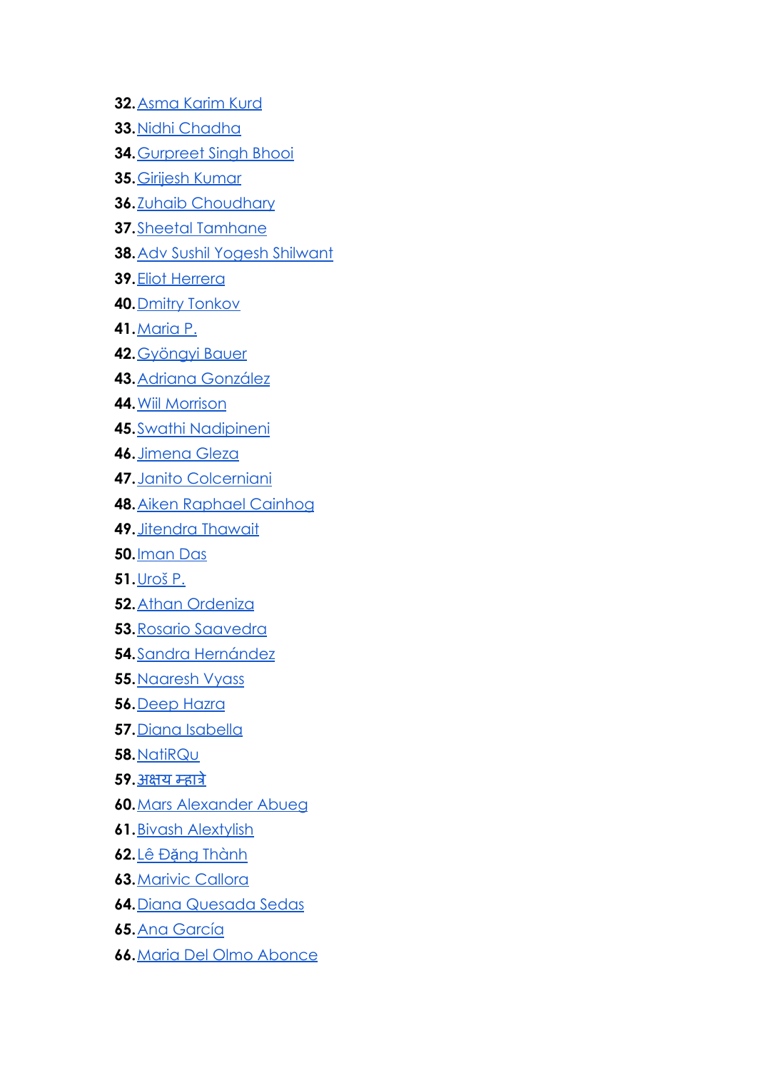32. Asma Karim Kurd
33. Nidhi Chadha
34. Gurpreet Singh Bhooi
35. Girijesh Kumar
36. Zuhaib Choudhary
37. Sheetal Tamhane
38. Adv Sushil Yogesh Shilwant
39. Eliot Herrera
40. Dmitry Tonkov
41. Maria P.
42. Gyöngyi Bauer
43. Adriana González
44. Wiil Morrison
45. Swathi Nadipineni
46. Jimena Gleza
47. Janito Colcerniani
48. Aiken Raphael Cainhog
49. Jitendra Thawait
50. Iman Das
51. Uroš P.
52. Athan Ordeniza
53. Rosario Saavedra
54. Sandra Hernández
55. Naaresh Vyass
56. Deep Hazra
57. Diana Isabella
58. NatiRQu
59. अक्षय म्हात्रे
60. Mars Alexander Abueg
61. Bivash Alextylish
62. Lê Đặng Thành
63. Marivic Callora
64. Diana Quesada Sedas
65. Ana García
66. Maria Del Olmo Abonce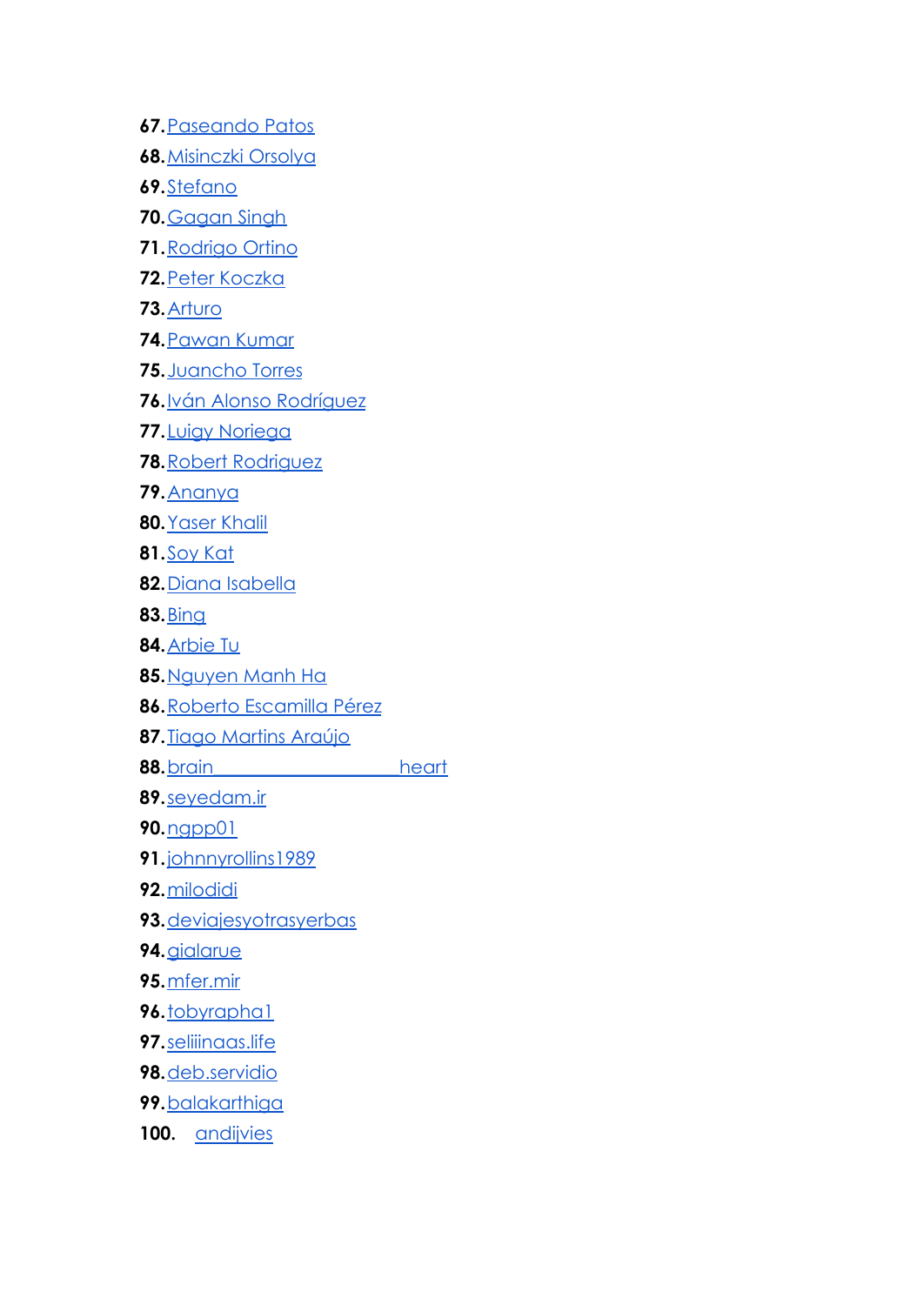67. Paseando Patos
68. Misinczki Orsolya
69. Stefano
70. Gagan Singh
71. Rodrigo Ortino
72. Peter Koczka
73. Arturo
74. Pawan Kumar
75. Juancho Torres
76. Iván Alonso Rodríguez
77. Luigy Noriega
78. Robert Rodriguez
79. Ananya
80. Yaser Khalil
81. Soy Kat
82. Diana Isabella
83. Bing
84. Arbie Tu
85. Nguyen Manh Ha
86. Roberto Escamilla Pérez
87. Tiago Martins Araújo
88. brain heart
89. seyedam.ir
90. ngpp01
91. johnnyrollins1989
92. milodidi
93. deviajesyotrasyerbas
94. gialarue
95. mfer.mir
96. tobyrapha1
97. seliiinaas.life
98. deb.servidio
99. balakarthiga
100. andijvies